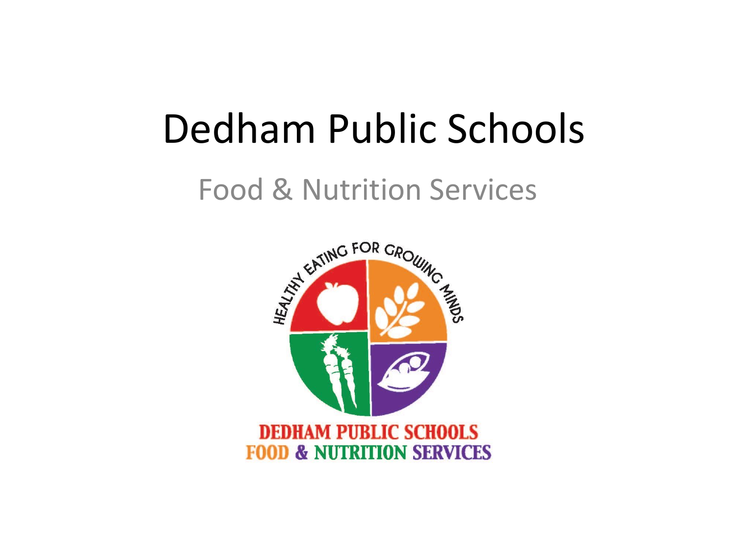# Dedham Public Schools

## Food & Nutrition Services

HEALTHY EATING FOR GROWING MINDS

DEDHAM PUBLIC SCHOOLS
FOOD & NUTRITION SERVICES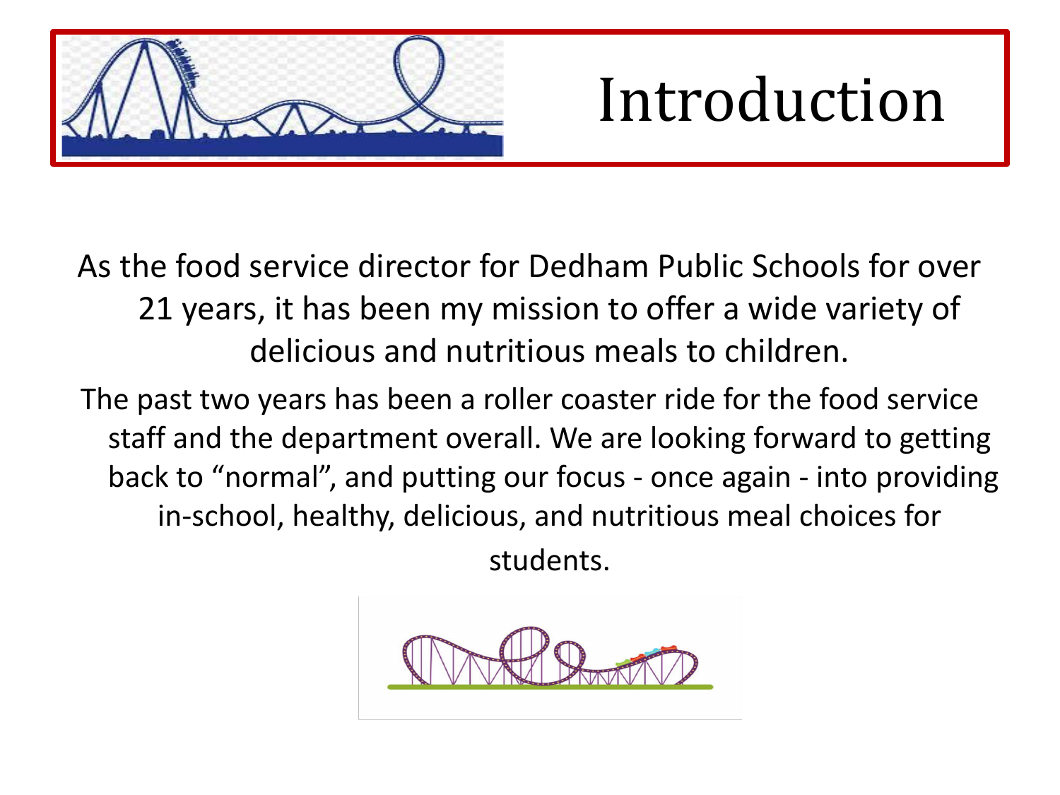# Introduction

As the food service director for Dedham Public Schools for over 21 years, it has been my mission to offer a wide variety of delicious and nutritious meals to children.

The past two years has been a roller coaster ride for the food service staff and the department overall. We are looking forward to getting back to "normal", and putting our focus - once again - into providing in-school, healthy, delicious, and nutritious meal choices for students.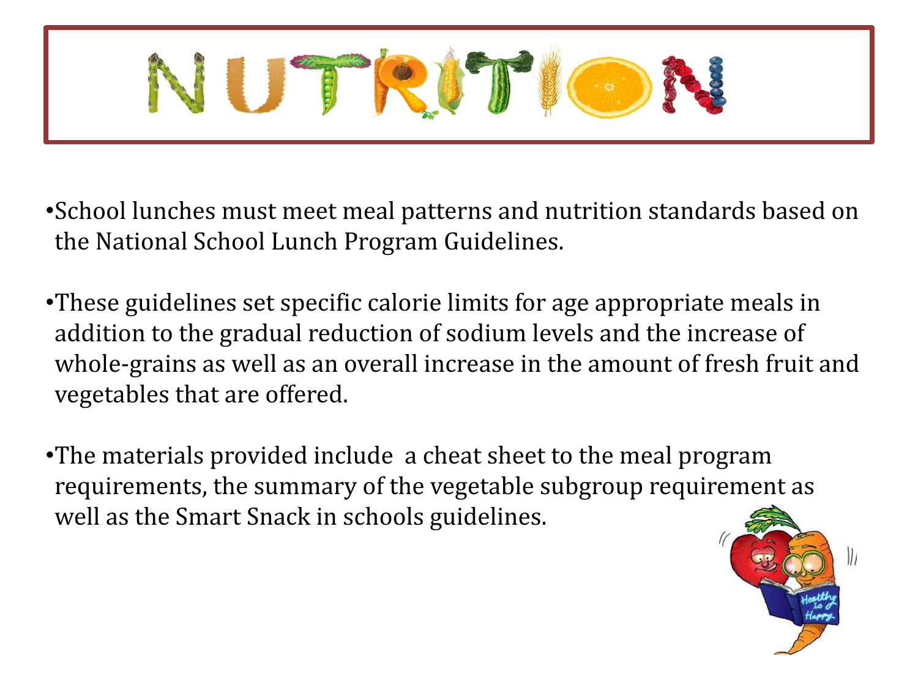# NUTRITION

- School lunches must meet meal patterns and nutrition standards based on the National School Lunch Program Guidelines.

- These guidelines set specific calorie limits for age appropriate meals in addition to the gradual reduction of sodium levels and the increase of whole-grains as well as an overall increase in the amount of fresh fruit and vegetables that are offered.

- The materials provided include a cheat sheet to the meal program requirements, the summary of the vegetable subgroup requirement as well as the Smart Snack in schools guidelines.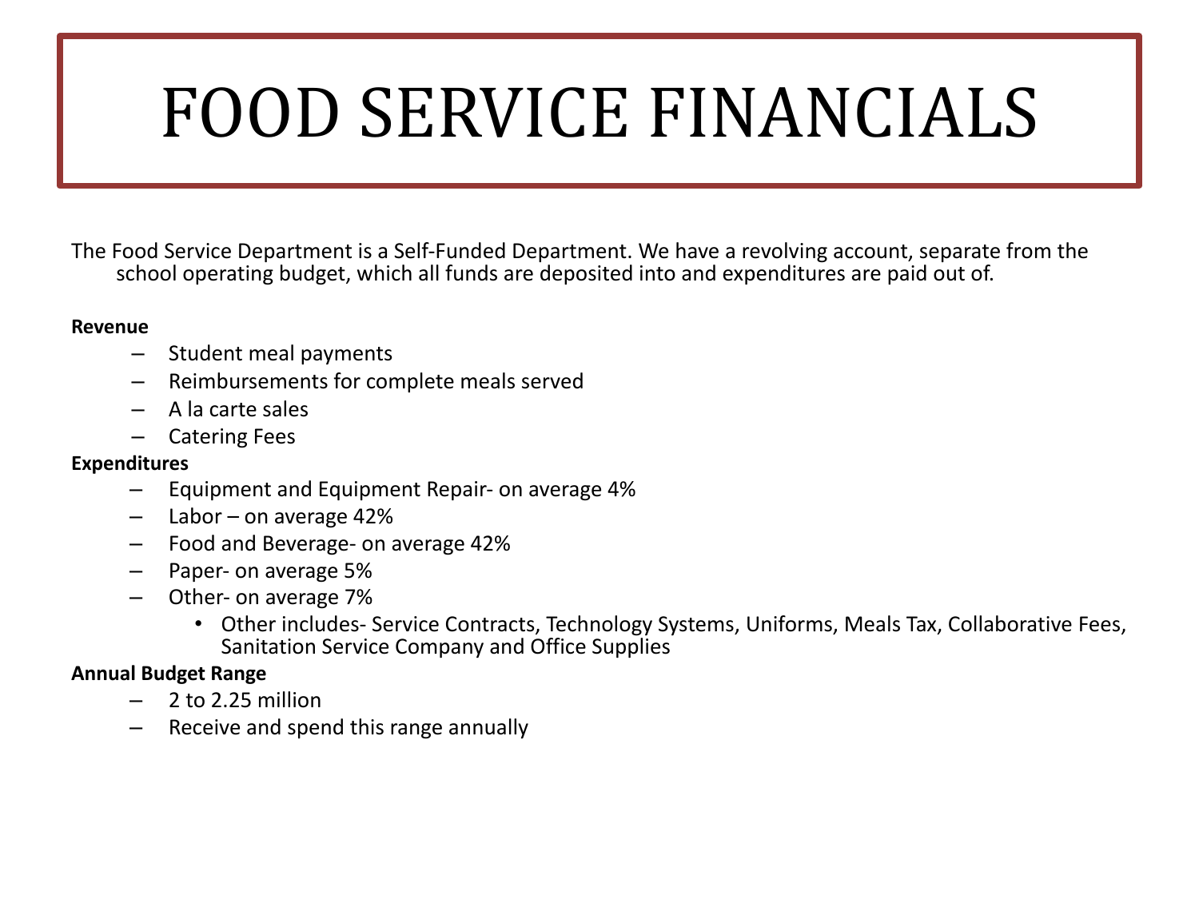# FOOD SERVICE FINANCIALS

The Food Service Department is a Self-Funded Department. We have a revolving account, separate from the school operating budget, which all funds are deposited into and expenditures are paid out of.

**Revenue**

- Student meal payments
- Reimbursements for complete meals served
- A la carte sales
- Catering Fees

**Expenditures**

- Equipment and Equipment Repair- on average 4%
- Labor – on average 42%
- Food and Beverage- on average 42%
- Paper- on average 5%
- Other- on average 7%
  - Other includes- Service Contracts, Technology Systems, Uniforms, Meals Tax, Collaborative Fees, Sanitation Service Company and Office Supplies

**Annual Budget Range**

- 2 to 2.25 million
- Receive and spend this range annually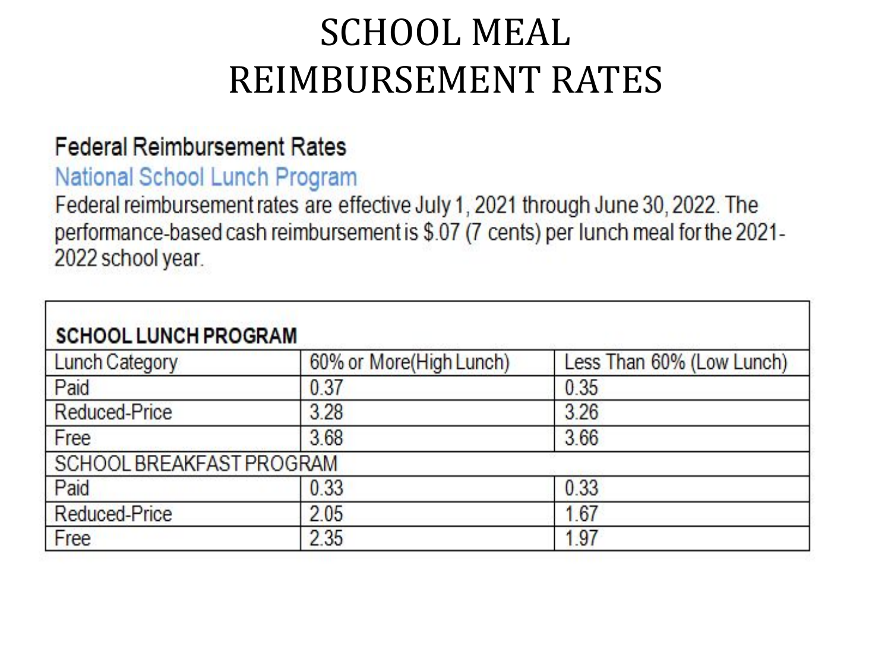# SCHOOL MEAL REIMBURSEMENT RATES

## Federal Reimbursement Rates

### National School Lunch Program

Federal reimbursement rates are effective July 1, 2021 through June 30, 2022. The performance-based cash reimbursement is $.07 (7 cents) per lunch meal for the 2021-2022 school year.

| SCHOOL LUNCH PROGRAM | | |
|---|---|---|
| Lunch Category | 60% or More(High Lunch) | Less Than 60% (Low Lunch) |
| Paid | 0.37 | 0.35 |
| Reduced-Price | 3.28 | 3.26 |
| Free | 3.68 | 3.66 |
| SCHOOL BREAKFAST PROGRAM | | |
| Paid | 0.33 | 0.33 |
| Reduced-Price | 2.05 | 1.67 |
| Free | 2.35 | 1.97 |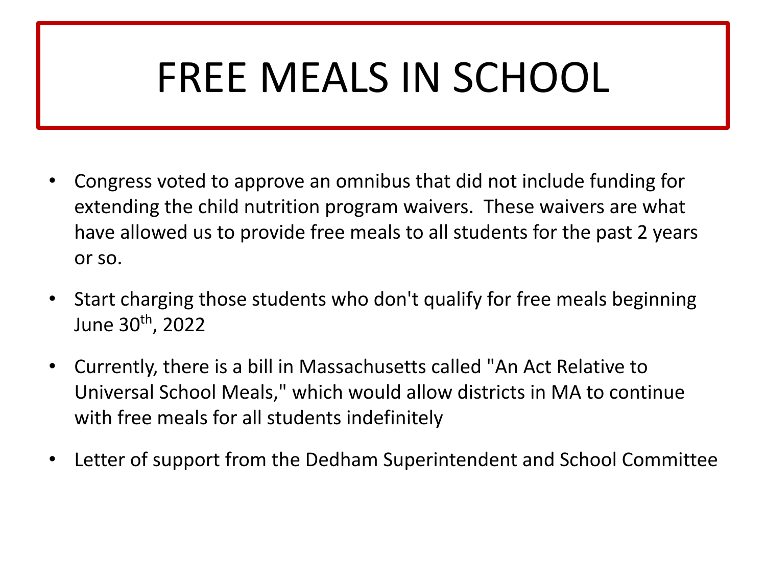# FREE MEALS IN SCHOOL

- Congress voted to approve an omnibus that did not include funding for extending the child nutrition program waivers.  These waivers are what have allowed us to provide free meals to all students for the past 2 years or so.
- Start charging those students who don't qualify for free meals beginning June 30th, 2022
- Currently, there is a bill in Massachusetts called "An Act Relative to Universal School Meals," which would allow districts in MA to continue with free meals for all students indefinitely
- Letter of support from the Dedham Superintendent and School Committee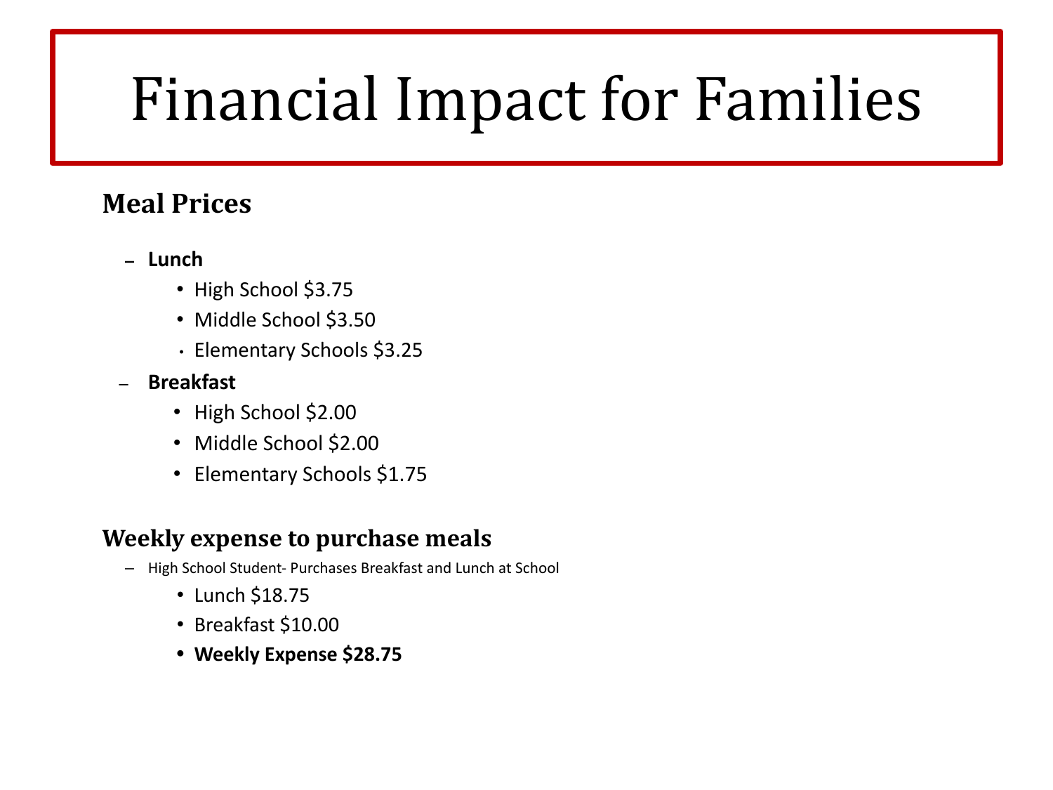# Financial Impact for Families

## Meal Prices

- **Lunch**
  - High School $3.75
  - Middle School $3.50
  - Elementary Schools $3.25
- **Breakfast**
  - High School $2.00
  - Middle School $2.00
  - Elementary Schools $1.75

## Weekly expense to purchase meals

- High School Student- Purchases Breakfast and Lunch at School
  - Lunch $18.75
  - Breakfast $10.00
  - **Weekly Expense $28.75**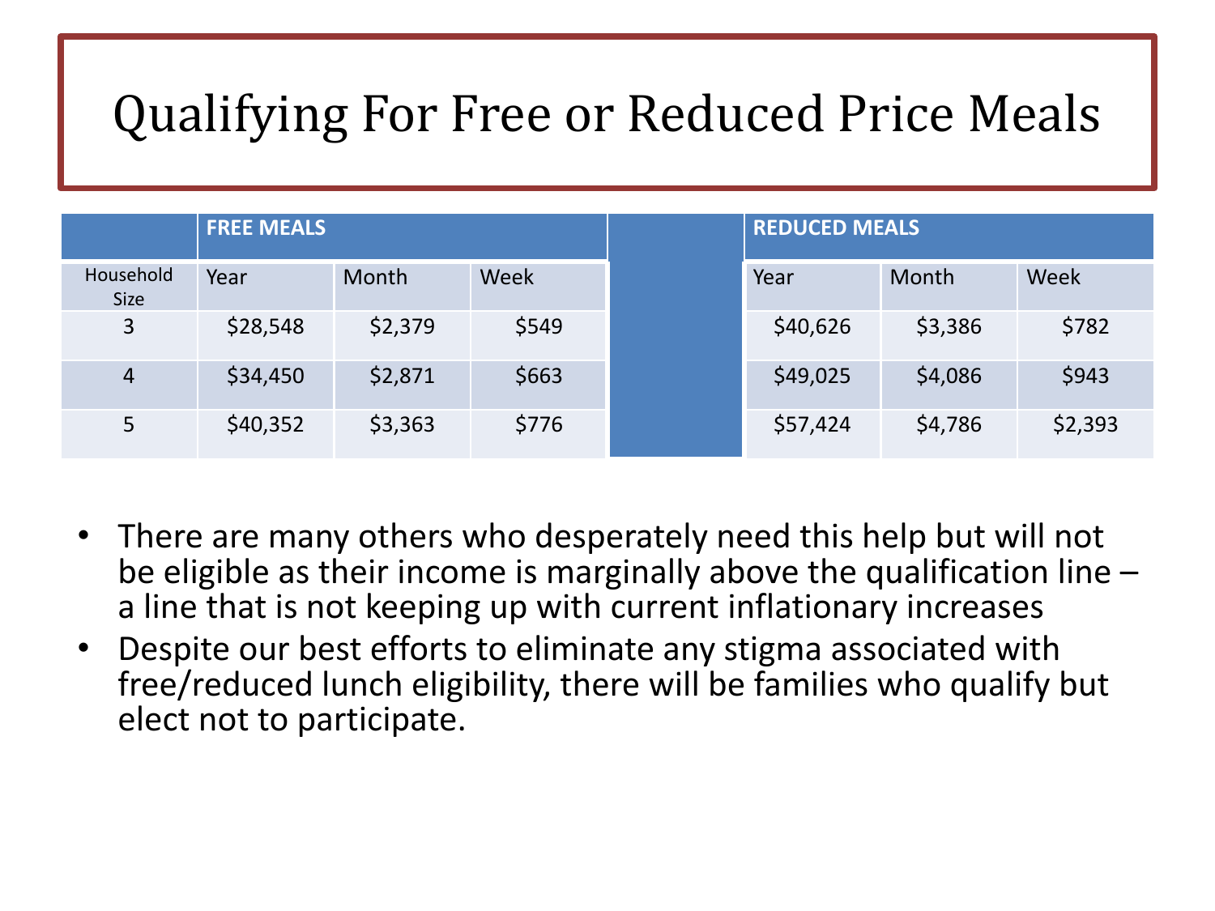# Qualifying For Free or Reduced Price Meals

| | FREE MEALS | | | | REDUCED MEALS | | |
|---|---|---|---|---|---|---|---|
| Household Size | Year | Month | Week | | Year | Month | Week |
| 3 | $28,548 | $2,379 | $549 | | $40,626 | $3,386 | $782 |
| 4 | $34,450 | $2,871 | $663 | | $49,025 | $4,086 | $943 |
| 5 | $40,352 | $3,363 | $776 | | $57,424 | $4,786 | $2,393 |

- There are many others who desperately need this help but will not be eligible as their income is marginally above the qualification line – a line that is not keeping up with current inflationary increases
- Despite our best efforts to eliminate any stigma associated with free/reduced lunch eligibility, there will be families who qualify but elect not to participate.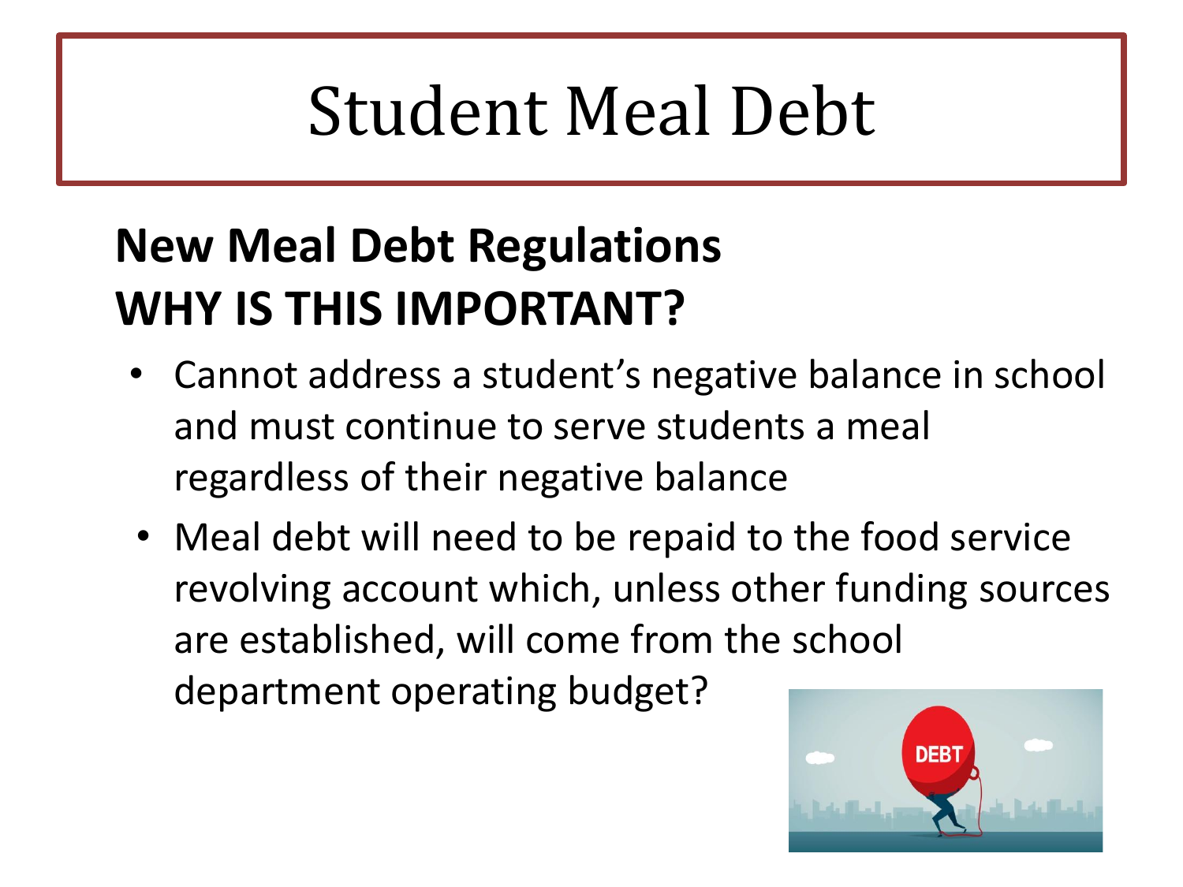# Student Meal Debt

**New Meal Debt Regulations**
**WHY IS THIS IMPORTANT?**

- Cannot address a student's negative balance in school and must continue to serve students a meal regardless of their negative balance
- Meal debt will need to be repaid to the food service revolving account which, unless other funding sources are established, will come from the school department operating budget?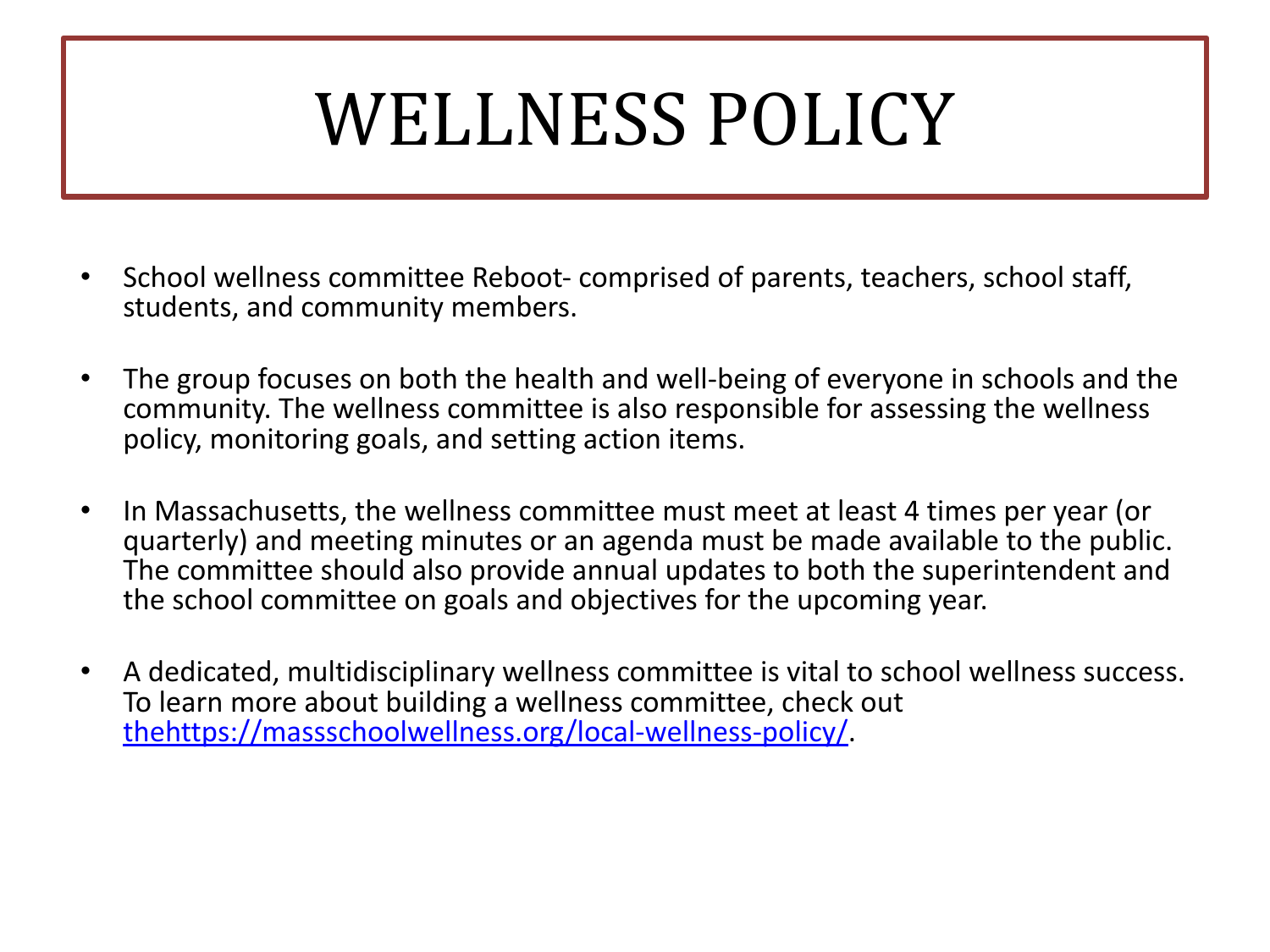# WELLNESS POLICY

- School wellness committee Reboot- comprised of parents, teachers, school staff, students, and community members.

- The group focuses on both the health and well-being of everyone in schools and the community. The wellness committee is also responsible for assessing the wellness policy, monitoring goals, and setting action items.

- In Massachusetts, the wellness committee must meet at least 4 times per year (or quarterly) and meeting minutes or an agenda must be made available to the public. The committee should also provide annual updates to both the superintendent and the school committee on goals and objectives for the upcoming year.

- A dedicated, multidisciplinary wellness committee is vital to school wellness success. To learn more about building a wellness committee, check out [thehttps://massschoolwellness.org/local-wellness-policy/](https://massschoolwellness.org/local-wellness-policy/).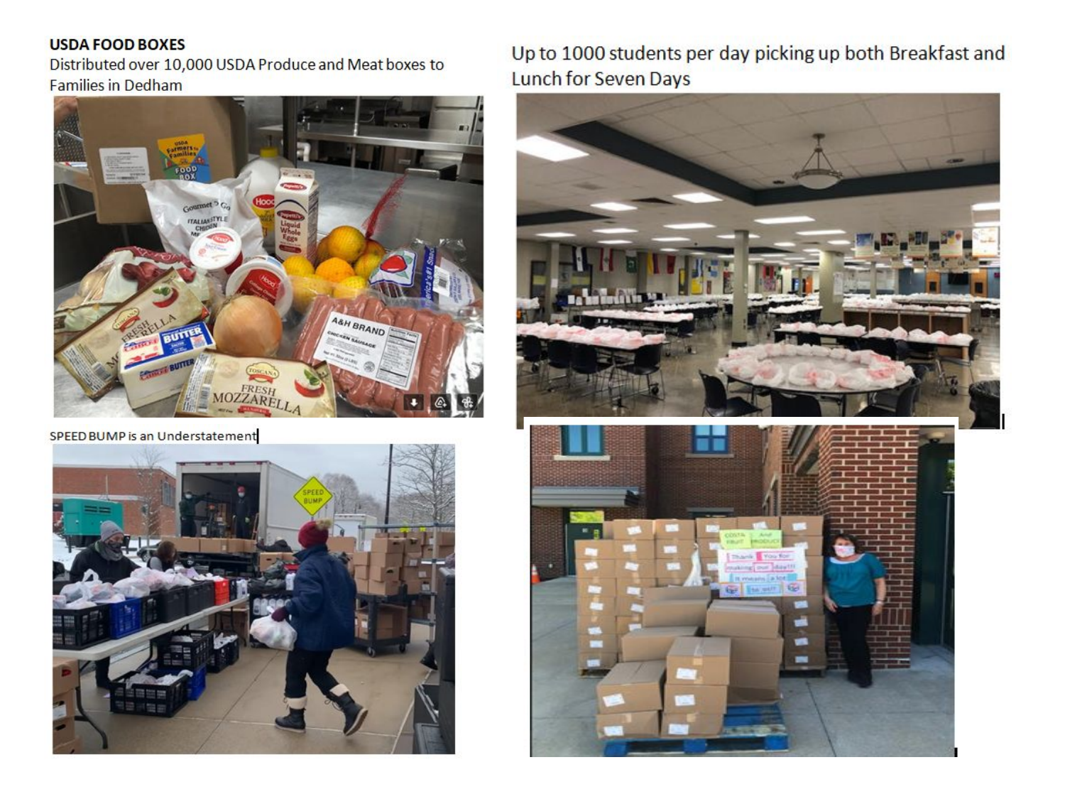**USDA FOOD BOXES**

Distributed over 10,000 USDA Produce and Meat boxes to Families in Dedham

Up to 1000 students per day picking up both Breakfast and Lunch for Seven Days

SPEED BUMP is an Understatement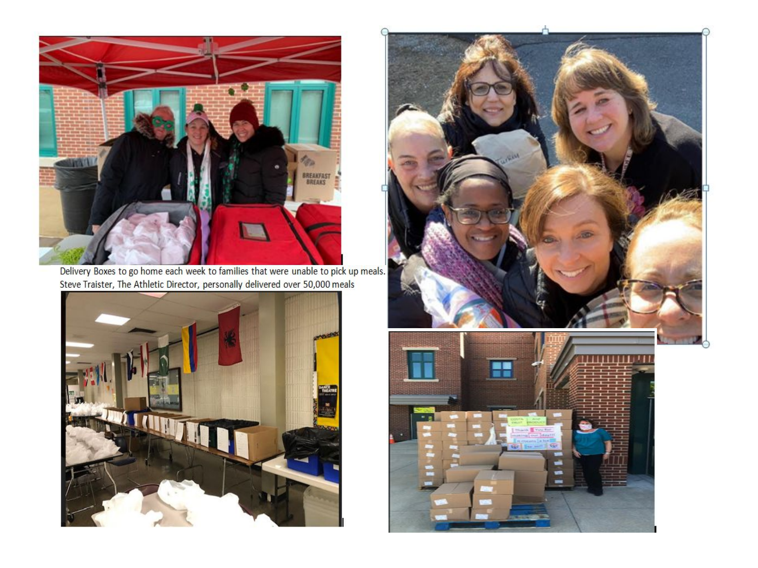Delivery Boxes to go home each week to families that were unable to pick up meals.
Steve Traister, The Athletic Director, personally delivered over 50,000 meals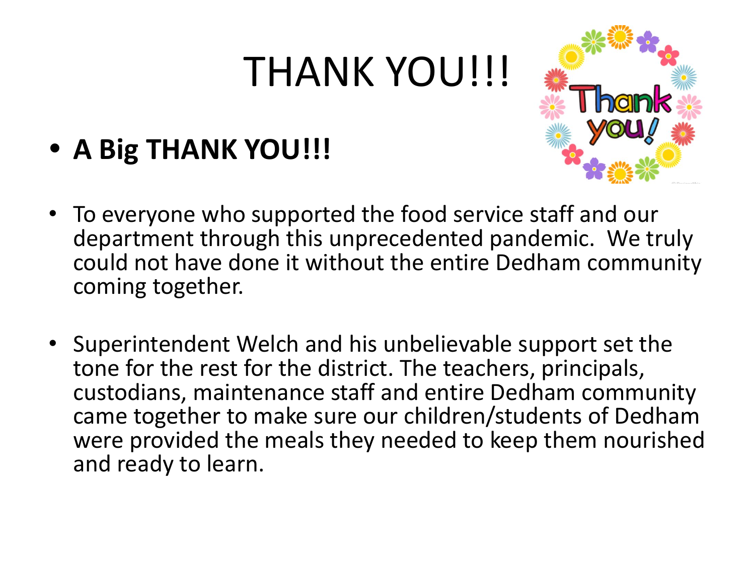# THANK YOU!!!

- **A Big THANK YOU!!!**

- To everyone who supported the food service staff and our department through this unprecedented pandemic. We truly could not have done it without the entire Dedham community coming together.

- Superintendent Welch and his unbelievable support set the tone for the rest for the district. The teachers, principals, custodians, maintenance staff and entire Dedham community came together to make sure our children/students of Dedham were provided the meals they needed to keep them nourished and ready to learn.